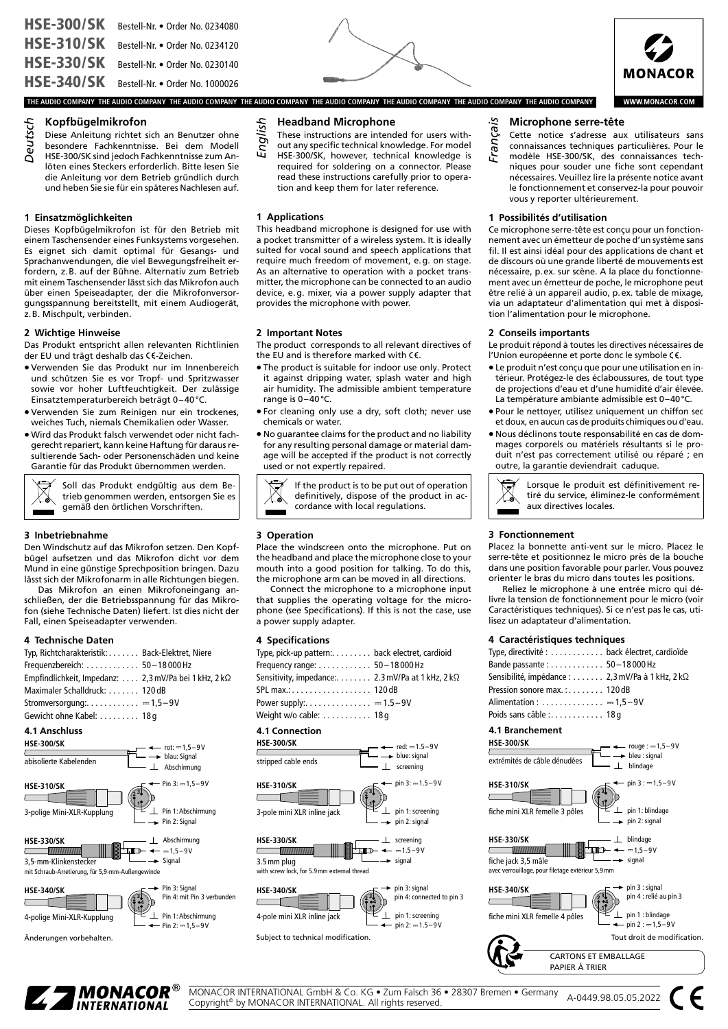HSE-300/SK Bestell-Nr. • Order No. 0234080
HSE-310/SK Bestell-Nr. • Order No. 0234120
HSE-330/SK Bestell-Nr. • Order No. 0230140
HSE-340/SK Bestell-Nr. • Order No. 1000026

MONACOR

THE AUDIO COMPANY

WWW.MONACOR.COM

# Deutsch

## Kopfbügelmikrofon

Diese Anleitung richtet sich an Benutzer ohne besondere Fachkenntnisse. Bei dem Modell HSE-300/SK sind jedoch Fachkenntnisse zum Anlöten eines Steckers erforderlich. Bitte lesen Sie die Anleitung vor dem Betrieb gründlich durch und heben Sie sie für ein späteres Nachlesen auf.

### 1 Einsatzmöglichkeiten

Dieses Kopfbügelmikrofon ist für den Betrieb mit einem Taschensender eines Funksystems vorgesehen. Es eignet sich damit optimal für Gesangs- und Sprachanwendungen, die viel Bewegungsfreiheit erfordern, z.B. auf der Bühne. Alternativ zum Betrieb mit einem Taschensender lässt sich das Mikrofon auch über einen Speiseadapter, der die Mikrofonversorgungsspannung bereitstellt, mit einem Audiogerät, z.B. Mischpult, verbinden.

### 2 Wichtige Hinweise

Das Produkt entspricht allen relevanten Richtlinien der EU und trägt deshalb das CE-Zeichen.

- Verwenden Sie das Produkt nur im Innenbereich und schützen Sie es vor Tropf- und Spritzwasser sowie vor hoher Luftfeuchtigkeit. Der zulässige Einsatztemperaturbereich beträgt 0–40°C.
- Verwenden Sie zum Reinigen nur ein trockenes, weiches Tuch, niemals Chemikalien oder Wasser.
- Wird das Produkt falsch verwendet oder nicht fachgerecht repariert, kann keine Haftung für daraus resultierende Sach- oder Personenschäden und keine Garantie für das Produkt übernommen werden.

Soll das Produkt endgültig aus dem Betrieb genommen werden, entsorgen Sie es gemäß den örtlichen Vorschriften.

### 3 Inbetriebnahme

Den Windschutz auf das Mikrofon setzen. Den Kopfbügel aufsetzen und das Mikrofon dicht vor dem Mund in eine günstige Sprechposition bringen. Dazu lässt sich der Mikrofonarm in alle Richtungen biegen.

Das Mikrofon an einen Mikrofoneingang anschließen, der die Betriebsspannung für das Mikrofon (siehe Technische Daten) liefert. Ist dies nicht der Fall, einen Speiseadapter verwenden.

### 4 Technische Daten

| | |
|---|---|
| Typ, Richtcharakteristik: | Back-Elektret, Niere |
| Frequenzbereich: | 50–18000 Hz |
| Empfindlichkeit, Impedanz: | 2,3 mV/Pa bei 1 kHz, 2 kΩ |
| Maximaler Schalldruck: | 120 dB |
| Stromversorgung: | ⎓ 1,5–9 V |
| Gewicht ohne Kabel: | 18 g |

### 4.1 Anschluss

**HSE-300/SK**
abisolierte Kabelenden
- rot: ⎓ 1,5–9 V
- blau: Signal
- Abschirmung

**HSE-310/SK**
3-polige Mini-XLR-Kupplung
- Pin 3: ⎓ 1,5–9 V
- Pin 1: Abschirmung
- Pin 2: Signal

**HSE-330/SK**
3,5-mm-Klinkenstecker mit Schraub-Arretierung, für 5,9-mm-Außengewinde
- Abschirmung
- ⎓ 1,5–9 V
- Signal

**HSE-340/SK**
4-polige Mini-XLR-Kupplung
- Pin 3: Signal
- Pin 4: mit Pin 3 verbunden
- Pin 1: Abschirmung
- Pin 2: ⎓ 1,5–9 V

Änderungen vorbehalten.

# English

## Headband Microphone

These instructions are intended for users without any specific technical knowledge. For model HSE-300/SK, however, technical knowledge is required for soldering on a connector. Please read these instructions carefully prior to operation and keep them for later reference.

### 1 Applications

This headband microphone is designed for use with a pocket transmitter of a wireless system. It is ideally suited for vocal sound and speech applications that require much freedom of movement, e.g. on stage. As an alternative to operation with a pocket transmitter, the microphone can be connected to an audio device, e.g. mixer, via a power supply adapter that provides the microphone with power.

### 2 Important Notes

The product corresponds to all relevant directives of the EU and is therefore marked with CE.

- The product is suitable for indoor use only. Protect it against dripping water, splash water and high air humidity. The admissible ambient temperature range is 0–40°C.
- For cleaning only use a dry, soft cloth; never use chemicals or water.
- No guarantee claims for the product and no liability for any resulting personal damage or material damage will be accepted if the product is not correctly used or not expertly repaired.

If the product is to be put out of operation definitively, dispose of the product in accordance with local regulations.

### 3 Operation

Place the windscreen onto the microphone. Put on the headband and place the microphone close to your mouth into a good position for talking. To do this, the microphone arm can be moved in all directions.

Connect the microphone to a microphone input that supplies the operating voltage for the microphone (see Specifications). If this is not the case, use a power supply adapter.

### 4 Specifications

| | |
|---|---|
| Type, pick-up pattern: | back electret, cardioid |
| Frequency range: | 50–18000 Hz |
| Sensitivity, impedance: | 2.3 mV/Pa at 1 kHz, 2 kΩ |
| SPL max.: | 120 dB |
| Power supply: | ⎓ 1.5–9 V |
| Weight w/o cable: | 18 g |

### 4.1 Connection

**HSE-300/SK**
stripped cable ends
- red: ⎓ 1.5–9 V
- blue: signal
- screening

**HSE-310/SK**
3-pole mini XLR inline jack
- pin 3: ⎓ 1.5–9 V
- pin 1: screening
- pin 2: signal

**HSE-330/SK**
3.5 mm plug with screw lock, for 5.9 mm external thread
- screening
- ⎓ 1.5–9 V
- signal

**HSE-340/SK**
4-pole mini XLR inline jack
- pin 3: signal
- pin 4: connected to pin 3
- pin 1: screening
- pin 2: ⎓ 1.5–9 V

Subject to technical modification.

# Français

## Microphone serre-tête

Cette notice s'adresse aux utilisateurs sans connaissances techniques particulières. Pour le modèle HSE-300/SK, des connaissances techniques pour souder une fiche sont cependant nécessaires. Veuillez lire la présente notice avant le fonctionnement et conservez-la pour pouvoir vous y reporter ultérieurement.

### 1 Possibilités d'utilisation

Ce microphone serre-tête est conçu pour un fonctionnement avec un émetteur de poche d'un système sans fil. Il est ainsi idéal pour des applications de chant et de discours où une grande liberté de mouvements est nécessaire, p.ex. sur scène. A la place du fonctionnement avec un émetteur de poche, le microphone peut être relié à un appareil audio, p.ex. table de mixage, via un adaptateur d'alimentation qui met à disposition l'alimentation pour le microphone.

### 2 Conseils importants

Le produit répond à toutes les directives nécessaires de l'Union européenne et porte donc le symbole CE.

- Le produit n'est conçu que pour une utilisation en intérieur. Protégez-le des éclaboussures, de tout type de projections d'eau et d'une humidité d'air élevée. La température ambiante admissible est 0–40°C.
- Pour le nettoyer, utilisez uniquement un chiffon sec et doux, en aucun cas de produits chimiques ou d'eau.
- Nous déclinons toute responsabilité en cas de dommages corporels ou matériels résultants si le produit n'est pas correctement utilisé ou réparé ; en outre, la garantie deviendrait caduque.

Lorsque le produit est définitivement retiré du service, éliminez-le conformément aux directives locales.

### 3 Fonctionnement

Placez la bonnette anti-vent sur le micro. Placez le serre-tête et positionnez le micro près de la bouche dans une position favorable pour parler. Vous pouvez orienter le bras du micro dans toutes les positions.

Reliez le microphone à une entrée micro qui délivre la tension de fonctionnement pour le micro (voir Caractéristiques techniques). Si ce n'est pas le cas, utilisez un adaptateur d'alimentation.

### 4 Caractéristiques techniques

| | |
|---|---|
| Type, directivité : | back électret, cardioïde |
| Bande passante : | 50–18000 Hz |
| Sensibilité, impédance : | 2,3 mV/Pa à 1 kHz, 2 kΩ |
| Pression sonore max. : | 120 dB |
| Alimentation : | ⎓ 1,5–9 V |
| Poids sans câble : | 18 g |

### 4.1 Branchement

**HSE-300/SK**
extrémités de câble dénudées
- rouge : ⎓ 1,5–9 V
- bleu : signal
- blindage

**HSE-310/SK**
fiche mini XLR femelle 3 pôles
- pin 3 : ⎓ 1,5–9 V
- pin 1 : blindage
- pin 2 : signal

**HSE-330/SK**
fiche jack 3,5 mâle avec verrouillage, pour filetage extérieur 5,9 mm
- blindage
- ⎓ 1,5–9 V
- signal

**HSE-340/SK**
fiche mini XLR femelle 4 pôles
- pin 3 : signal
- pin 4 : relié au pin 3
- pin 1 : blindage
- pin 2 : ⎓ 1,5–9 V

Tout droit de modification.

CARTONS ET EMBALLAGE PAPIER À TRIER

MONACOR® INTERNATIONAL

MONACOR INTERNATIONAL GmbH & Co. KG • Zum Falsch 36 • 28307 Bremen • Germany
Copyright© by MONACOR INTERNATIONAL. All rights reserved.

A-0449.98.05.05.2022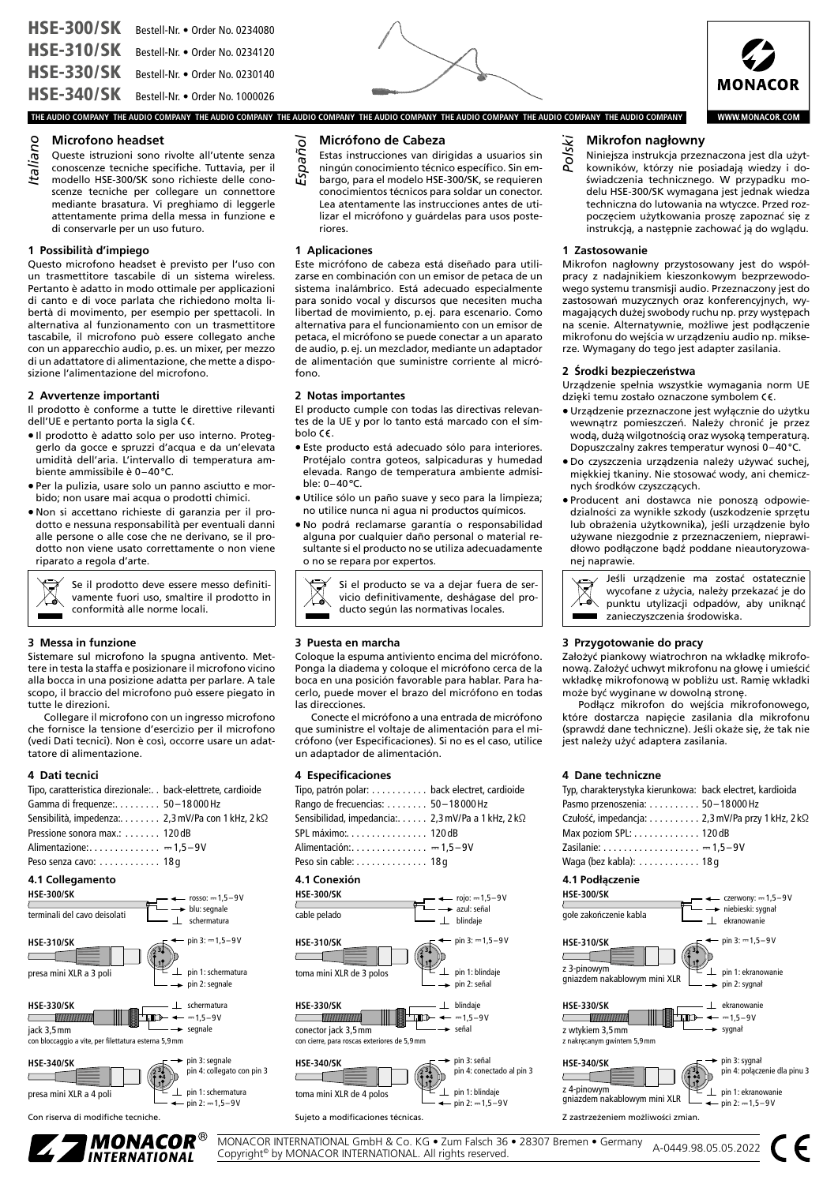# HSE-300/SK Bestell-Nr. • Order No. 0234080
# HSE-310/SK Bestell-Nr. • Order No. 0234120
# HSE-330/SK Bestell-Nr. • Order No. 0230140
# HSE-340/SK Bestell-Nr. • Order No. 1000026

MONACOR

THE AUDIO COMPANY THE AUDIO COMPANY THE AUDIO COMPANY THE AUDIO COMPANY THE AUDIO COMPANY THE AUDIO COMPANY THE AUDIO COMPANY THE AUDIO COMPANY THE AUDIO COMPANY

WWW.MONACOR.COM

## Italiano

## Microfono headset

Queste istruzioni sono rivolte all'utente senza conoscenze tecniche specifiche. Tuttavia, per il modello HSE-300/SK sono richieste delle conoscenze tecniche per collegare un connettore mediante brasatura. Vi preghiamo di leggerle attentamente prima della messa in funzione e di conservarle per un uso futuro.

### 1 Possibilità d'impiego

Questo microfono headset è previsto per l'uso con un trasmettitore tascabile di un sistema wireless. Pertanto è adatto in modo ottimale per applicazioni di canto e di voce parlata che richiedono molta libertà di movimento, per esempio per spettacoli. In alternativa al funzionamento con un trasmettitore tascabile, il microfono può essere collegato anche con un apparecchio audio, p.es. un mixer, per mezzo di un adattatore di alimentazione, che mette a disposizione l'alimentazione del microfono.

### 2 Avvertenze importanti

Il prodotto è conforme a tutte le direttive rilevanti dell'UE e pertanto porta la sigla CE.

- Il prodotto è adatto solo per uso interno. Proteggerlo da gocce e spruzzi d'acqua e da un'elevata umidità dell'aria. L'intervallo di temperatura ambiente ammissibile è 0–40 °C.
- Per la pulizia, usare solo un panno asciutto e morbido; non usare mai acqua o prodotti chimici.
- Non si accettano richieste di garanzia per il prodotto e nessuna responsabilità per eventuali danni alle persone o alle cose che ne derivano, se il prodotto non viene usato correttamente o non viene riparato a regola d'arte.

Se il prodotto deve essere messo definitivamente fuori uso, smaltire il prodotto in conformità alle norme locali.

### 3 Messa in funzione

Sistemare sul microfono la spugna antivento. Mettere in testa la staffa e posizionare il microfono vicino alla bocca in una posizione adatta per parlare. A tale scopo, il braccio del microfono può essere piegato in tutte le direzioni.

Collegare il microfono con un ingresso microfono che fornisce la tensione d'esercizio per il microfono (vedi Dati tecnici). Non è così, occorre usare un adattatore di alimentazione.

### 4 Dati tecnici

Tipo, caratteristica direzionale: back-elettrete, cardioide
Gamma di frequenze: 50–18 000 Hz
Sensibilità, impedenza: 2,3 mV/Pa con 1 kHz, 2 kΩ
Pressione sonora max.: 120 dB
Alimentazione: ⎓ 1,5–9 V
Peso senza cavo: 18 g

### 4.1 Collegamento

HSE-300/SK
terminali del cavo deisolati
rosso: ⎓ 1,5–9 V
blu: segnale
⊥ schermatura

HSE-310/SK
presa mini XLR a 3 poli
pin 3: ⎓ 1,5–9 V
pin 1: schermatura
pin 2: segnale

HSE-330/SK
jack 3,5 mm
con bloccaggio a vite, per filettatura esterna 5,9 mm
⊥ schermatura
⎓ 1,5–9 V
segnale

HSE-340/SK
presa mini XLR a 4 poli
pin 3: segnale
pin 4: collegato con pin 3
pin 1: schermatura
pin 2: ⎓ 1,5–9 V

Con riserva di modifiche tecniche.

## Español

## Micrófono de Cabeza

Estas instrucciones van dirigidas a usuarios sin ningún conocimiento técnico específico. Sin embargo, para el modelo HSE-300/SK, se requieren conocimientos técnicos para soldar un conector. Lea atentamente las instrucciones antes de utilizar el micrófono y guárdelas para usos posteriores.

### 1 Aplicaciones

Este micrófono de cabeza está diseñado para utilizarse en combinación con un emisor de petaca de un sistema inalámbrico. Está adecuado especialmente para sonido vocal y discursos que necesiten mucha libertad de movimiento, p.ej. para escenario. Como alternativa para el funcionamiento con un emisor de petaca, el micrófono se puede conectar a un aparato de audio, p.ej. un mezclador, mediante un adaptador de alimentación que suministre corriente al micrófono.

### 2 Notas importantes

El producto cumple con todas las directivas relevantes de la UE y por lo tanto está marcado con el símbolo CE.

- Este producto está adecuado sólo para interiores. Protéjalo contra goteos, salpicaduras y humedad elevada. Rango de temperatura ambiente admisible: 0–40 °C.
- Utilice sólo un paño suave y seco para la limpieza; no utilice nunca ni agua ni productos químicos.
- No podrá reclamarse garantía o responsabilidad alguna por cualquier daño personal o material resultante si el producto no se utiliza adecuadamente o no se repara por expertos.

Si el producto se va a dejar fuera de servicio definitivamente, deshágase del producto según las normativas locales.

### 3 Puesta en marcha

Coloque la espuma antiviento encima del micrófono. Ponga la diadema y coloque el micrófono cerca de la boca en una posición favorable para hablar. Para hacerlo, puede mover el brazo del micrófono en todas las direcciones.

Conecte el micrófono a una entrada de micrófono que suministre el voltaje de alimentación para el micrófono (ver Especificaciones). Si no es el caso, utilice un adaptador de alimentación.

### 4 Especificaciones

Tipo, patrón polar: back electret, cardioide
Rango de frecuencias: 50–18 000 Hz
Sensibilidad, impedancia: 2,3 mV/Pa a 1 kHz, 2 kΩ
SPL máximo: 120 dB
Alimentación: ⎓ 1,5–9 V
Peso sin cable: 18 g

### 4.1 Conexión

HSE-300/SK
cable pelado
rojo: ⎓ 1,5–9 V
azul: señal
⊥ blindaje

HSE-310/SK
toma mini XLR de 3 polos
pin 3: ⎓ 1,5–9 V
pin 1: blindaje
pin 2: señal

HSE-330/SK
conector jack 3,5 mm
con cierre, para roscas exteriores de 5,9 mm
⊥ blindaje
⎓ 1,5–9 V
señal

HSE-340/SK
toma mini XLR de 4 polos
pin 3: señal
pin 4: conectado al pin 3
pin 1: blindaje
pin 2: ⎓ 1,5–9 V

Sujeto a modificaciones técnicas.

## Polski

## Mikrofon nagłowny

Niniejsza instrukcja przeznaczona jest dla użytkowników, którzy nie posiadają wiedzy i doświadczenia technicznego. W przypadku modelu HSE-300/SK wymagana jest jednak wiedza techniczna do lutowania na wtyczce. Przed rozpoczęciem użytkowania proszę zapoznać się z instrukcją, a następnie zachować ją do wglądu.

### 1 Zastosowanie

Mikrofon nagłowny przystosowany jest do współpracy z nadajnikiem kieszonkowym bezprzewodowego systemu transmisji audio. Przeznaczony jest do zastosowań muzycznych oraz konferencyjnych, wymagających dużej swobody ruchu np. przy występach na scenie. Alternatywnie, możliwe jest podłączenie mikrofonu do wejścia w urządzeniu audio np. mikserze. Wymagany do tego jest adapter zasilania.

### 2 Środki bezpieczeństwa

Urządzenie spełnia wszystkie wymagania norm UE dzięki temu zostało oznaczone symbolem CE.

- Urządzenie przeznaczone jest wyłącznie do użytku wewnątrz pomieszczeń. Należy chronić je przez wodą, dużą wilgotnością oraz wysoką temperaturą. Dopuszczalny zakres temperatur wynosi 0–40 °C.
- Do czyszczenia urządzenia należy używać suchej, miękkiej tkaniny. Nie stosować wody, ani chemicznych środków czyszczących.
- Producent ani dostawca nie ponoszą odpowiedzialności za wynikłe szkody (uszkodzenie sprzętu lub obrażenia użytkownika), jeśli urządzenie było używane niezgodnie z przeznaczeniem, nieprawidłowo podłączone bądź poddane nieautoryzowanej naprawie.

Jeśli urządzenie ma zostać ostatecznie wycofane z użycia, należy przekazać je do punktu utylizacji odpadów, aby uniknąć zanieczyszczenia środowiska.

### 3 Przygotowanie do pracy

Założyć piankowy wiatrochron na wkładkę mikrofonową. Założyć uchwyt mikrofonu na głowę i umieścić wkładkę mikrofonową w pobliżu ust. Ramię wkładki może być wyginane w dowolną stronę.

Podłącz mikrofon do wejścia mikrofonowego, które dostarcza napięcie zasilania dla mikrofonu (sprawdź dane techniczne). Jeśli okaże się, że tak nie jest należy użyć adaptera zasilania.

### 4 Dane techniczne

Typ, charakterystyka kierunkowa: back electret, kardioida
Pasmo przenoszenia: 50–18 000 Hz
Czułość, impedancja: 2,3 mV/Pa przy 1 kHz, 2 kΩ
Max poziom SPL: 120 dB
Zasilanie: ⎓ 1,5–9 V
Waga (bez kabla): 18 g

### 4.1 Podłączenie

HSE-300/SK
gołe zakończenie kabla
czerwony: ⎓ 1,5–9 V
niebieski: sygnał
⊥ ekranowanie

HSE-310/SK
z 3-pinowym gniazdem nakablowym mini XLR
pin 3: ⎓ 1,5–9 V
pin 1: ekranowanie
pin 2: sygnał

HSE-330/SK
z wtykiem 3,5 mm
z nakręcanym gwintem 5,9 mm
⊥ ekranowanie
⎓ 1,5–9 V
sygnał

HSE-340/SK
z 4-pinowym gniazdem nakablowym mini XLR
pin 3: sygnał
pin 4: połączenie dla pinu 3
pin 1: ekranowanie
pin 2: ⎓ 1,5–9 V

Z zastrzeżeniem możliwości zmian.

MONACOR® INTERNATIONAL

MONACOR INTERNATIONAL GmbH & Co. KG • Zum Falsch 36 • 28307 Bremen • Germany
Copyright© by MONACOR INTERNATIONAL. All rights reserved.

A-0449.98.05.05.2022 CE